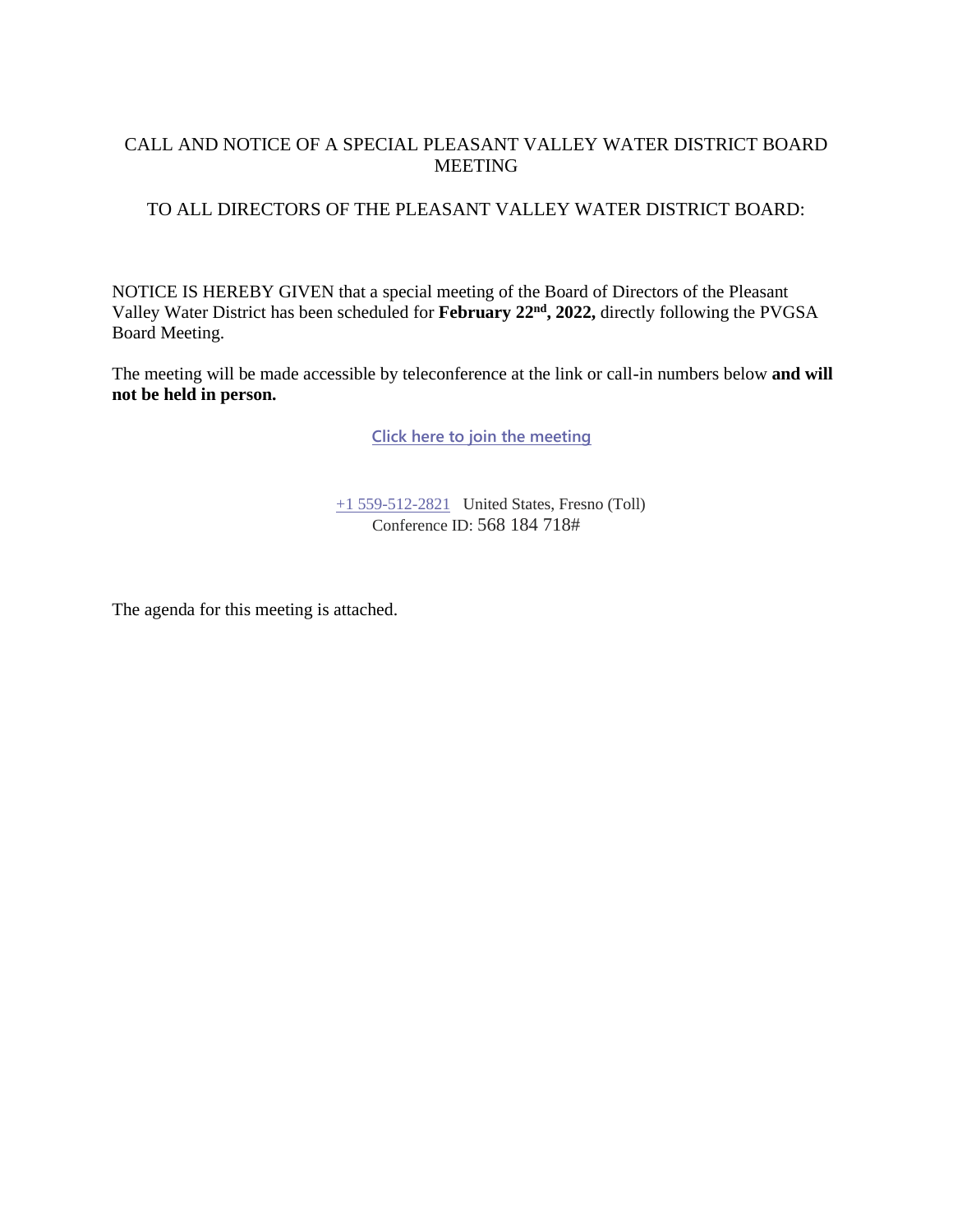# CALL AND NOTICE OF A SPECIAL PLEASANT VALLEY WATER DISTRICT BOARD MEETING

TO ALL DIRECTORS OF THE PLEASANT VALLEY WATER DISTRICT BOARD:

NOTICE IS HEREBY GIVEN that a special meeting of the Board of Directors of the Pleasant Valley Water District has been scheduled for **February 22nd, 2022,** directly following the PVGSA Board Meeting.

The meeting will be made accessible by teleconference at the link or call-in numbers below **and will not be held in person.**

Click here to join the meeting

+1 559-512-2821 United States, Fresno (Toll)
Conference ID: 568 184 718#

The agenda for this meeting is attached.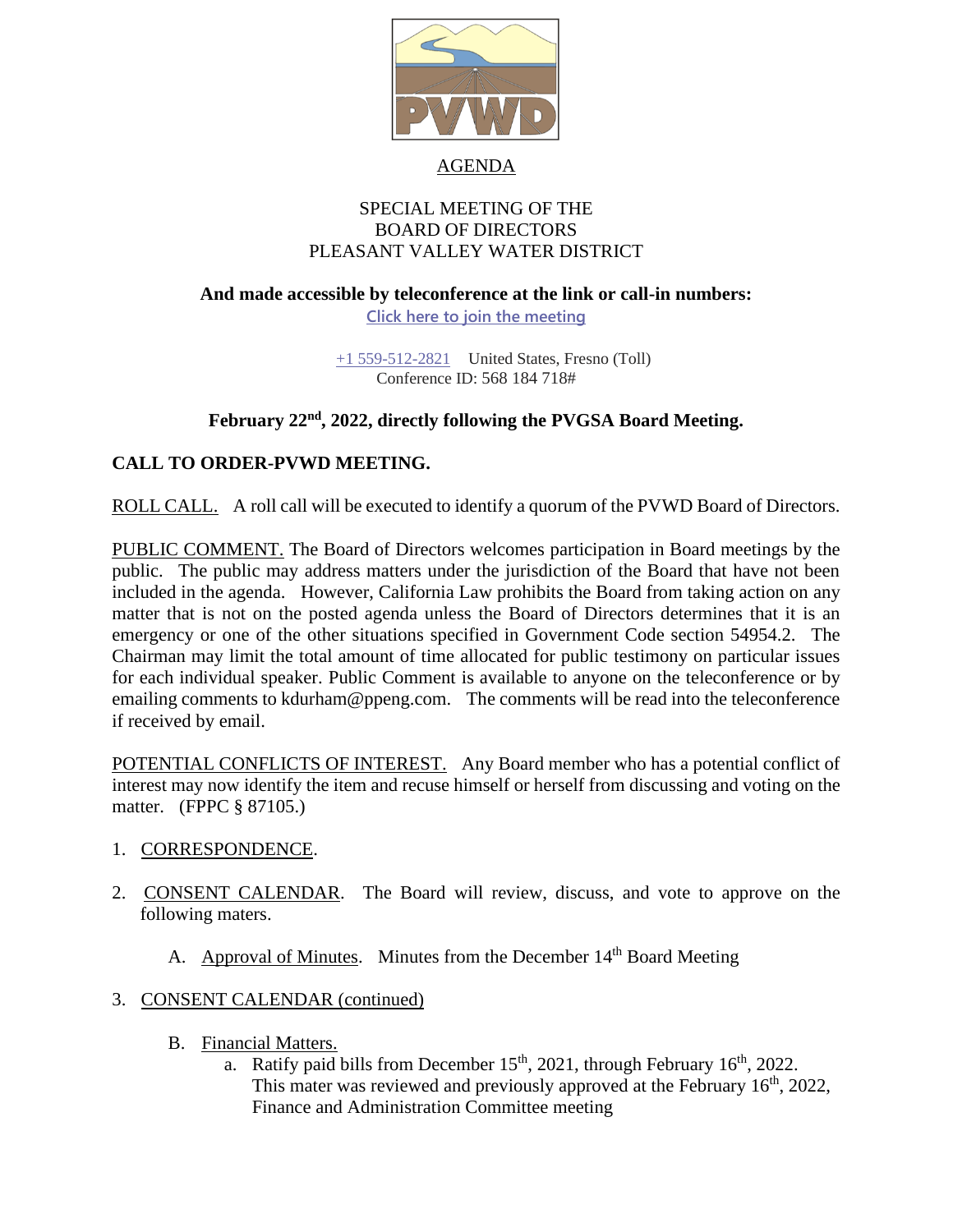AGENDA

SPECIAL MEETING OF THE
BOARD OF DIRECTORS
PLEASANT VALLEY WATER DISTRICT

**And made accessible by teleconference at the link or call-in numbers:**
Click here to join the meeting

+1 559-512-2821 United States, Fresno (Toll)
Conference ID: 568 184 718#

**February 22nd, 2022, directly following the PVGSA Board Meeting.**

**CALL TO ORDER-PVWD MEETING.**

ROLL CALL. A roll call will be executed to identify a quorum of the PVWD Board of Directors.

PUBLIC COMMENT. The Board of Directors welcomes participation in Board meetings by the public. The public may address matters under the jurisdiction of the Board that have not been included in the agenda. However, California Law prohibits the Board from taking action on any matter that is not on the posted agenda unless the Board of Directors determines that it is an emergency or one of the other situations specified in Government Code section 54954.2. The Chairman may limit the total amount of time allocated for public testimony on particular issues for each individual speaker. Public Comment is available to anyone on the teleconference or by emailing comments to kdurham@ppeng.com. The comments will be read into the teleconference if received by email.

POTENTIAL CONFLICTS OF INTEREST. Any Board member who has a potential conflict of interest may now identify the item and recuse himself or herself from discussing and voting on the matter. (FPPC § 87105.)

1. CORRESPONDENCE.

2. CONSENT CALENDAR. The Board will review, discuss, and vote to approve on the following maters.

   A. Approval of Minutes. Minutes from the December 14th Board Meeting

3. CONSENT CALENDAR (continued)

   B. Financial Matters.
      a. Ratify paid bills from December 15th, 2021, through February 16th, 2022. This mater was reviewed and previously approved at the February 16th, 2022, Finance and Administration Committee meeting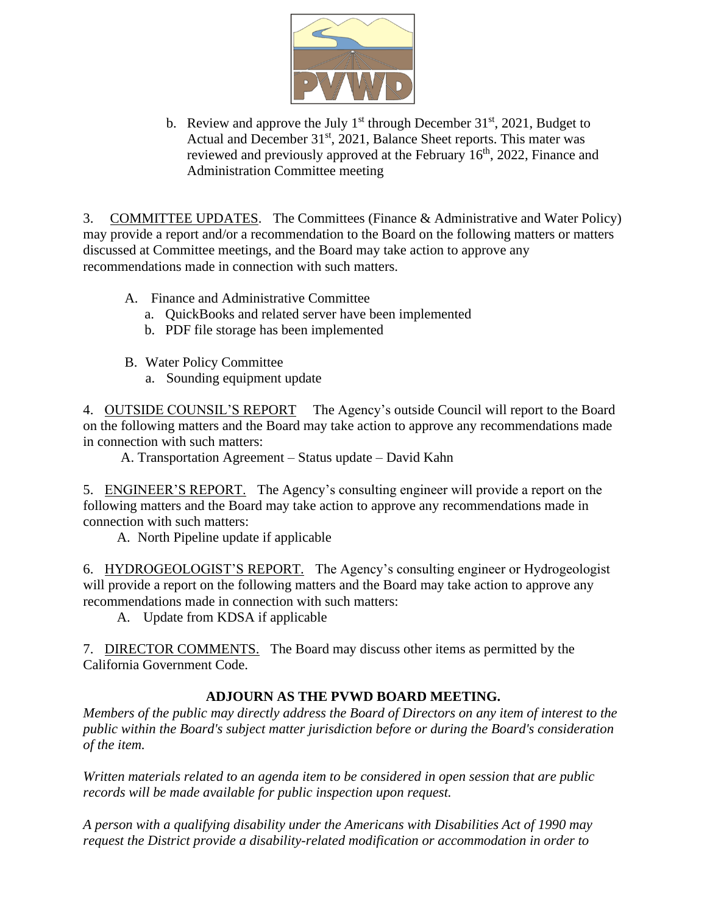b. Review and approve the July 1st through December 31st, 2021, Budget to Actual and December 31st, 2021, Balance Sheet reports. This mater was reviewed and previously approved at the February 16th, 2022, Finance and Administration Committee meeting

3. COMMITTEE UPDATES. The Committees (Finance & Administrative and Water Policy) may provide a report and/or a recommendation to the Board on the following matters or matters discussed at Committee meetings, and the Board may take action to approve any recommendations made in connection with such matters.

A. Finance and Administrative Committee
   a. QuickBooks and related server have been implemented
   b. PDF file storage has been implemented

B. Water Policy Committee
   a. Sounding equipment update

4. OUTSIDE COUNSIL'S REPORT The Agency's outside Council will report to the Board on the following matters and the Board may take action to approve any recommendations made in connection with such matters:

A. Transportation Agreement – Status update – David Kahn

5. ENGINEER'S REPORT. The Agency's consulting engineer will provide a report on the following matters and the Board may take action to approve any recommendations made in connection with such matters:

A. North Pipeline update if applicable

6. HYDROGEOLOGIST'S REPORT. The Agency's consulting engineer or Hydrogeologist will provide a report on the following matters and the Board may take action to approve any recommendations made in connection with such matters:

A. Update from KDSA if applicable

7. DIRECTOR COMMENTS. The Board may discuss other items as permitted by the California Government Code.

**ADJOURN AS THE PVWD BOARD MEETING.**

*Members of the public may directly address the Board of Directors on any item of interest to the public within the Board's subject matter jurisdiction before or during the Board's consideration of the item.*

*Written materials related to an agenda item to be considered in open session that are public records will be made available for public inspection upon request.*

*A person with a qualifying disability under the Americans with Disabilities Act of 1990 may request the District provide a disability-related modification or accommodation in order to*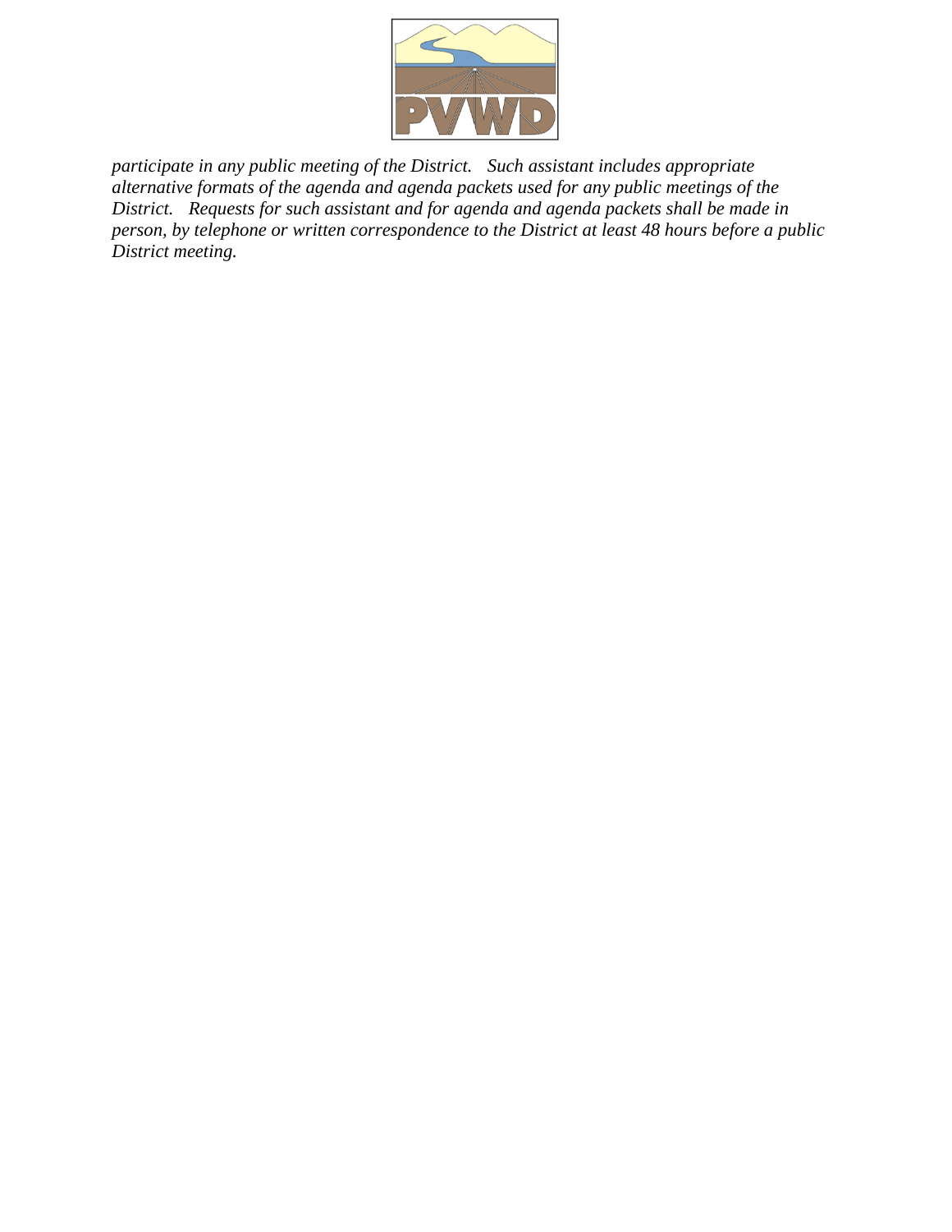*participate in any public meeting of the District. Such assistant includes appropriate alternative formats of the agenda and agenda packets used for any public meetings of the District. Requests for such assistant and for agenda and agenda packets shall be made in person, by telephone or written correspondence to the District at least 48 hours before a public District meeting.*